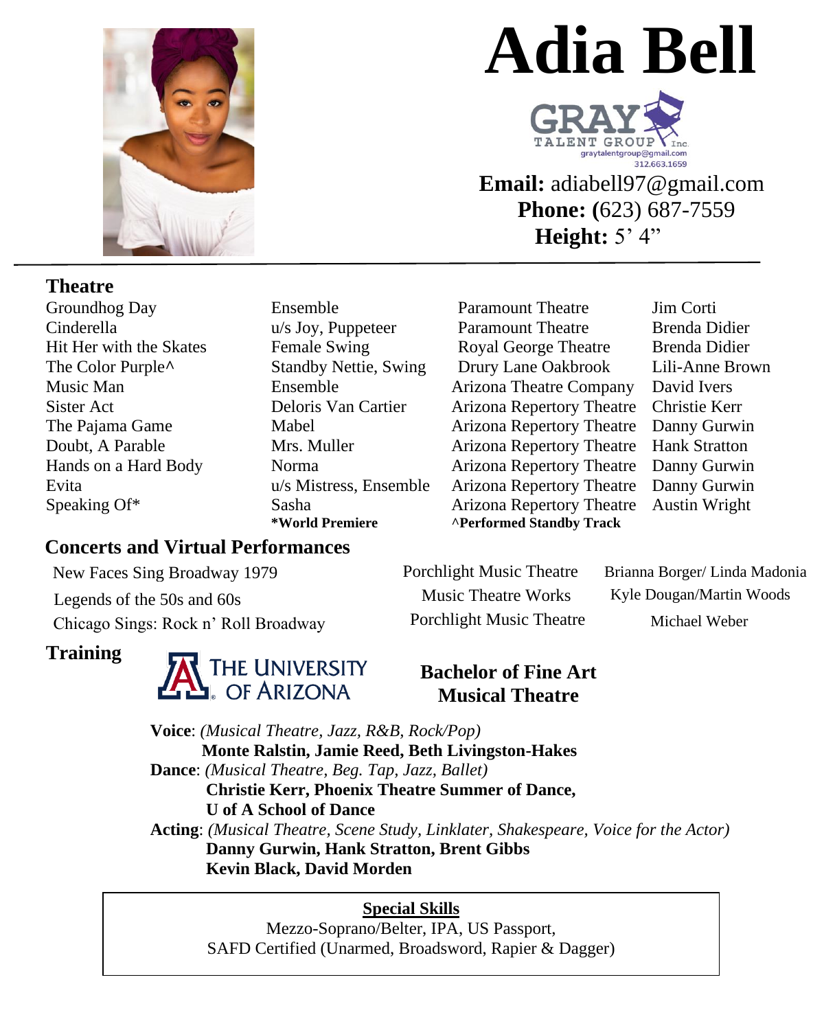# Adia Bell

GRAY TALENT GROUP Inc.
graytalentgroup@gmail.com
312.663.1659

**Email:** adiabell97@gmail.com
**Phone:** (623) 687-7559
**Height:** 5' 4"

## Theatre

| | | | |
|---|---|---|---|
| Groundhog Day | Ensemble | Paramount Theatre | Jim Corti |
| Cinderella | u/s Joy, Puppeteer | Paramount Theatre | Brenda Didier |
| Hit Her with the Skates | Female Swing | Royal George Theatre | Brenda Didier |
| The Color Purple^ | Standby Nettie, Swing | Drury Lane Oakbrook | Lili-Anne Brown |
| Music Man | Ensemble | Arizona Theatre Company | David Ivers |
| Sister Act | Deloris Van Cartier | Arizona Repertory Theatre | Christie Kerr |
| The Pajama Game | Mabel | Arizona Repertory Theatre | Danny Gurwin |
| Doubt, A Parable | Mrs. Muller | Arizona Repertory Theatre | Hank Stratton |
| Hands on a Hard Body | Norma | Arizona Repertory Theatre | Danny Gurwin |
| Evita | u/s Mistress, Ensemble | Arizona Repertory Theatre | Danny Gurwin |
| Speaking Of* | Sasha | Arizona Repertory Theatre | Austin Wright |
| | **\*World Premiere** | **^Performed Standby Track** | |

## Concerts and Virtual Performances

| | | |
|---|---|---|
| New Faces Sing Broadway 1979 | Porchlight Music Theatre | Brianna Borger/ Linda Madonia |
| Legends of the 50s and 60s | Music Theatre Works | Kyle Dougan/Martin Woods |
| Chicago Sings: Rock n' Roll Broadway | Porchlight Music Theatre | Michael Weber |

## Training

THE UNIVERSITY OF ARIZONA

**Bachelor of Fine Art Musical Theatre**

**Voice**: *(Musical Theatre, Jazz, R&B, Rock/Pop)*
**Monte Ralstin, Jamie Reed, Beth Livingston-Hakes**

**Dance**: *(Musical Theatre, Beg. Tap, Jazz, Ballet)*
**Christie Kerr, Phoenix Theatre Summer of Dance, U of A School of Dance**

**Acting**: *(Musical Theatre, Scene Study, Linklater, Shakespeare, Voice for the Actor)*
**Danny Gurwin, Hank Stratton, Brent Gibbs Kevin Black, David Morden**

**Special Skills**

Mezzo-Soprano/Belter, IPA, US Passport,
SAFD Certified (Unarmed, Broadsword, Rapier & Dagger)